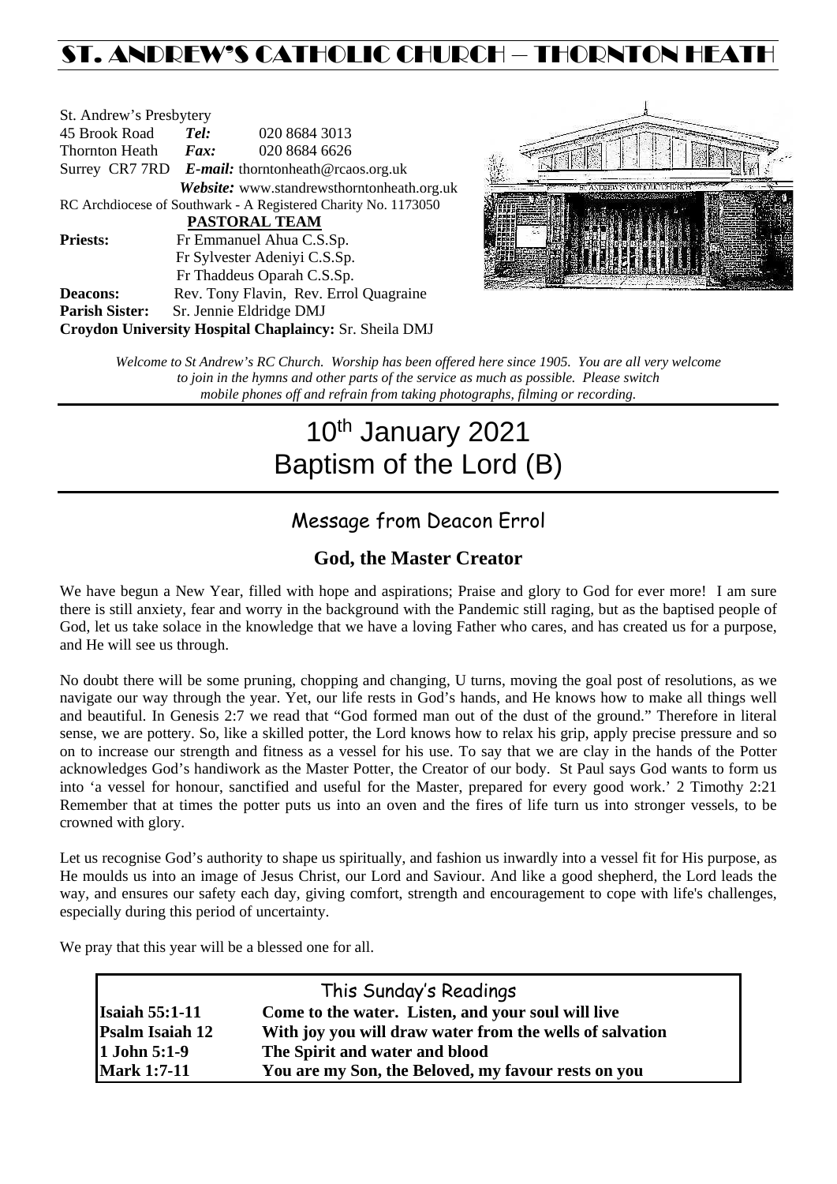# ST. ANDREW'S CATHOLIC CHURCH – THORNTON HEATH

St. Andrew's Presbytery
45 Brook Road **Tel:** 020 8684 3013
Thornton Heath **Fax:** 020 8684 6626
Surrey CR7 7RD ***E-mail:*** thorntonheath@rcaos.org.uk
***Website:*** www.standrewsthorntonheath.org.uk
RC Archdiocese of Southwark - A Registered Charity No. 1173050

**PASTORAL TEAM**

**Priests:** Fr Emmanuel Ahua C.S.Sp.
Fr Sylvester Adeniyi C.S.Sp.
Fr Thaddeus Oparah C.S.Sp.
**Deacons:** Rev. Tony Flavin, Rev. Errol Quagraine
**Parish Sister:** Sr. Jennie Eldridge DMJ
**Croydon University Hospital Chaplaincy:** Sr. Sheila DMJ

*Welcome to St Andrew's RC Church. Worship has been offered here since 1905. You are all very welcome to join in the hymns and other parts of the service as much as possible. Please switch mobile phones off and refrain from taking photographs, filming or recording.*

# 10th January 2021
# Baptism of the Lord (B)

## Message from Deacon Errol

### God, the Master Creator

We have begun a New Year, filled with hope and aspirations; Praise and glory to God for ever more! I am sure there is still anxiety, fear and worry in the background with the Pandemic still raging, but as the baptised people of God, let us take solace in the knowledge that we have a loving Father who cares, and has created us for a purpose, and He will see us through.

No doubt there will be some pruning, chopping and changing, U turns, moving the goal post of resolutions, as we navigate our way through the year. Yet, our life rests in God's hands, and He knows how to make all things well and beautiful. In Genesis 2:7 we read that "God formed man out of the dust of the ground." Therefore in literal sense, we are pottery. So, like a skilled potter, the Lord knows how to relax his grip, apply precise pressure and so on to increase our strength and fitness as a vessel for his use. To say that we are clay in the hands of the Potter acknowledges God's handiwork as the Master Potter, the Creator of our body. St Paul says God wants to form us into 'a vessel for honour, sanctified and useful for the Master, prepared for every good work.' 2 Timothy 2:21 Remember that at times the potter puts us into an oven and the fires of life turn us into stronger vessels, to be crowned with glory.

Let us recognise God's authority to shape us spiritually, and fashion us inwardly into a vessel fit for His purpose, as He moulds us into an image of Jesus Christ, our Lord and Saviour. And like a good shepherd, the Lord leads the way, and ensures our safety each day, giving comfort, strength and encouragement to cope with life's challenges, especially during this period of uncertainty.

We pray that this year will be a blessed one for all.

## This Sunday's Readings

| | |
|---|---|
| **Isaiah 55:1-11** | **Come to the water. Listen, and your soul will live** |
| **Psalm Isaiah 12** | **With joy you will draw water from the wells of salvation** |
| **1 John 5:1-9** | **The Spirit and water and blood** |
| **Mark 1:7-11** | **You are my Son, the Beloved, my favour rests on you** |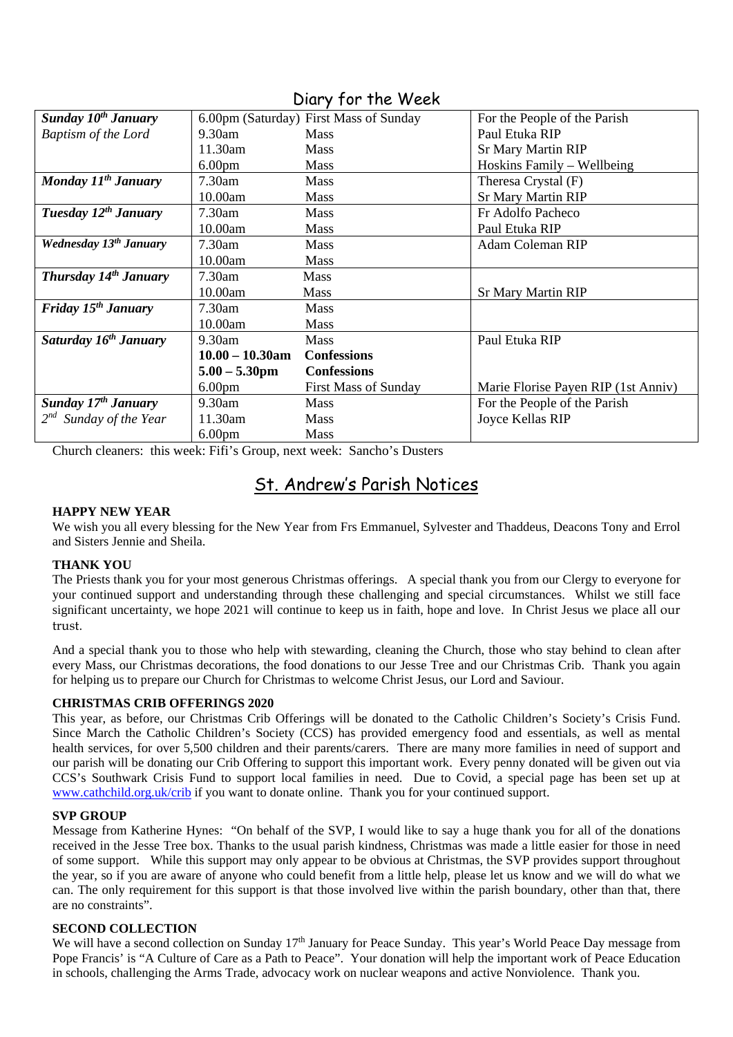## Diary for the Week

| | | | |
|---|---|---|---|
| ***Sunday 10th January*** | 6.00pm (Saturday) | First Mass of Sunday | For the People of the Parish |
| *Baptism of the Lord* | 9.30am | Mass | Paul Etuka RIP |
| | 11.30am | Mass | Sr Mary Martin RIP |
| | 6.00pm | Mass | Hoskins Family – Wellbeing |
| ***Monday 11th January*** | 7.30am | Mass | Theresa Crystal (F) |
| | 10.00am | Mass | Sr Mary Martin RIP |
| ***Tuesday 12th January*** | 7.30am | Mass | Fr Adolfo Pacheco |
| | 10.00am | Mass | Paul Etuka RIP |
| ***Wednesday 13th January*** | 7.30am | Mass | Adam Coleman RIP |
| | 10.00am | Mass | |
| ***Thursday 14th January*** | 7.30am | Mass | |
| | 10.00am | Mass | Sr Mary Martin RIP |
| ***Friday 15th January*** | 7.30am | Mass | |
| | 10.00am | Mass | |
| ***Saturday 16th January*** | 9.30am | Mass | Paul Etuka RIP |
| | **10.00 – 10.30am** | **Confessions** | |
| | **5.00 – 5.30pm** | **Confessions** | |
| | 6.00pm | First Mass of Sunday | Marie Florise Payen RIP (1st Anniv) |
| ***Sunday 17th January*** | 9.30am | Mass | For the People of the Parish |
| *2nd Sunday of the Year* | 11.30am | Mass | Joyce Kellas RIP |
| | 6.00pm | Mass | |

Church cleaners: this week: Fifi's Group, next week: Sancho's Dusters

# St. Andrew's Parish Notices

**HAPPY NEW YEAR**

We wish you all every blessing for the New Year from Frs Emmanuel, Sylvester and Thaddeus, Deacons Tony and Errol and Sisters Jennie and Sheila.

**THANK YOU**

The Priests thank you for your most generous Christmas offerings. A special thank you from our Clergy to everyone for your continued support and understanding through these challenging and special circumstances. Whilst we still face significant uncertainty, we hope 2021 will continue to keep us in faith, hope and love. In Christ Jesus we place all our trust.

And a special thank you to those who help with stewarding, cleaning the Church, those who stay behind to clean after every Mass, our Christmas decorations, the food donations to our Jesse Tree and our Christmas Crib. Thank you again for helping us to prepare our Church for Christmas to welcome Christ Jesus, our Lord and Saviour.

**CHRISTMAS CRIB OFFERINGS 2020**

This year, as before, our Christmas Crib Offerings will be donated to the Catholic Children's Society's Crisis Fund. Since March the Catholic Children's Society (CCS) has provided emergency food and essentials, as well as mental health services, for over 5,500 children and their parents/carers. There are many more families in need of support and our parish will be donating our Crib Offering to support this important work. Every penny donated will be given out via CCS's Southwark Crisis Fund to support local families in need. Due to Covid, a special page has been set up at www.cathchild.org.uk/crib if you want to donate online. Thank you for your continued support.

**SVP GROUP**

Message from Katherine Hynes: "On behalf of the SVP, I would like to say a huge thank you for all of the donations received in the Jesse Tree box. Thanks to the usual parish kindness, Christmas was made a little easier for those in need of some support. While this support may only appear to be obvious at Christmas, the SVP provides support throughout the year, so if you are aware of anyone who could benefit from a little help, please let us know and we will do what we can. The only requirement for this support is that those involved live within the parish boundary, other than that, there are no constraints".

**SECOND COLLECTION**

We will have a second collection on Sunday 17th January for Peace Sunday. This year's World Peace Day message from Pope Francis' is "A Culture of Care as a Path to Peace". Your donation will help the important work of Peace Education in schools, challenging the Arms Trade, advocacy work on nuclear weapons and active Nonviolence. Thank you.